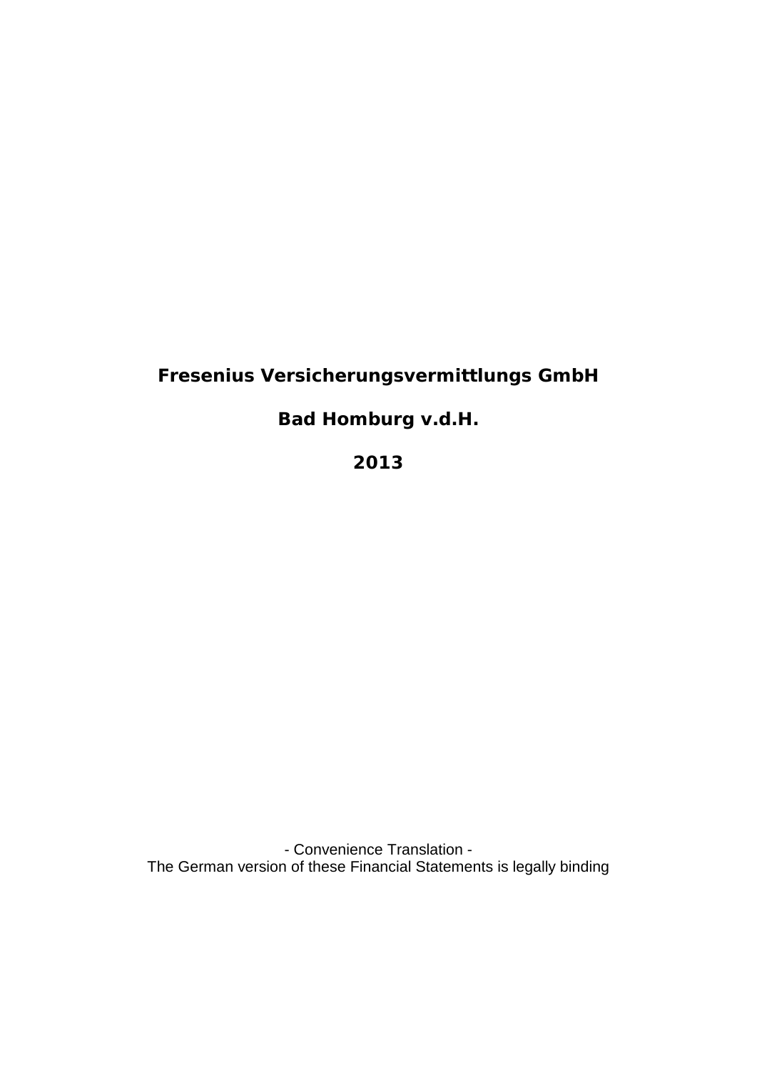# Fresenius Versicherungsvermittlungs GmbH

## Bad Homburg v.d.H.

## 2013

- Convenience Translation -
The German version of these Financial Statements is legally binding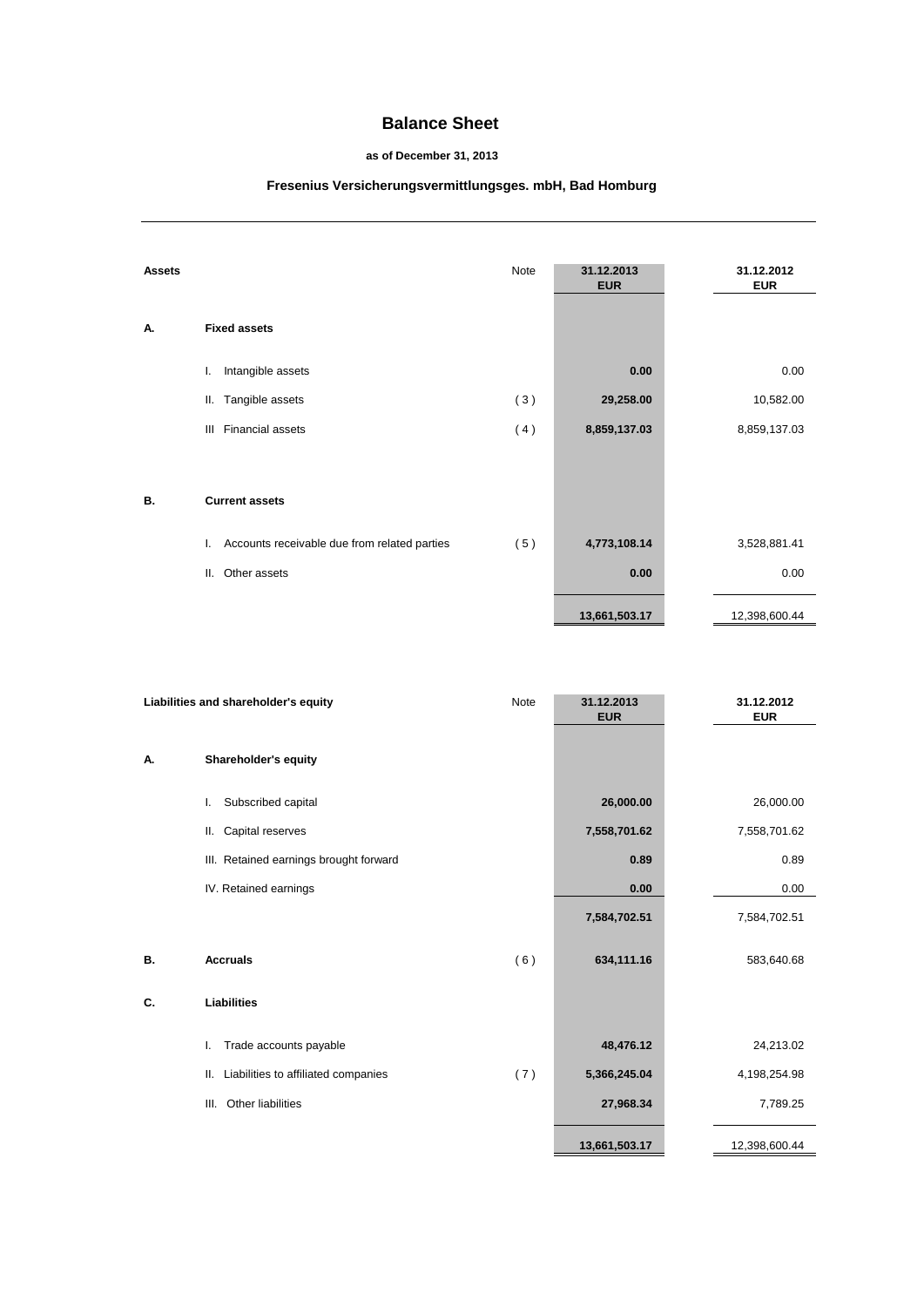# Balance Sheet

**as of December 31, 2013**

**Fresenius Versicherungsvermittlungsges. mbH, Bad Homburg**

| **Assets** | | Note | **31.12.2013 EUR** | **31.12.2012 EUR** |
|---|---|---|---|---|
| **A.** | **Fixed assets** | | | |
| | I. Intangible assets | | **0.00** | 0.00 |
| | II. Tangible assets | ( 3 ) | **29,258.00** | 10,582.00 |
| | III Financial assets | ( 4 ) | **8,859,137.03** | 8,859,137.03 |
| **B.** | **Current assets** | | | |
| | I. Accounts receivable due from related parties | ( 5 ) | **4,773,108.14** | 3,528,881.41 |
| | II. Other assets | | **0.00** | 0.00 |
| | | | **13,661,503.17** | 12,398,600.44 |

| **Liabilities and shareholder's equity** | | Note | **31.12.2013 EUR** | **31.12.2012 EUR** |
|---|---|---|---|---|
| **A.** | **Shareholder's equity** | | | |
| | I. Subscribed capital | | **26,000.00** | 26,000.00 |
| | II. Capital reserves | | **7,558,701.62** | 7,558,701.62 |
| | III. Retained earnings brought forward | | **0.89** | 0.89 |
| | IV. Retained earnings | | **0.00** | 0.00 |
| | | | **7,584,702.51** | 7,584,702.51 |
| **B.** | **Accruals** | ( 6 ) | **634,111.16** | 583,640.68 |
| **C.** | **Liabilities** | | | |
| | I. Trade accounts payable | | **48,476.12** | 24,213.02 |
| | II. Liabilities to affiliated companies | ( 7 ) | **5,366,245.04** | 4,198,254.98 |
| | III. Other liabilities | | **27,968.34** | 7,789.25 |
| | | | **13,661,503.17** | 12,398,600.44 |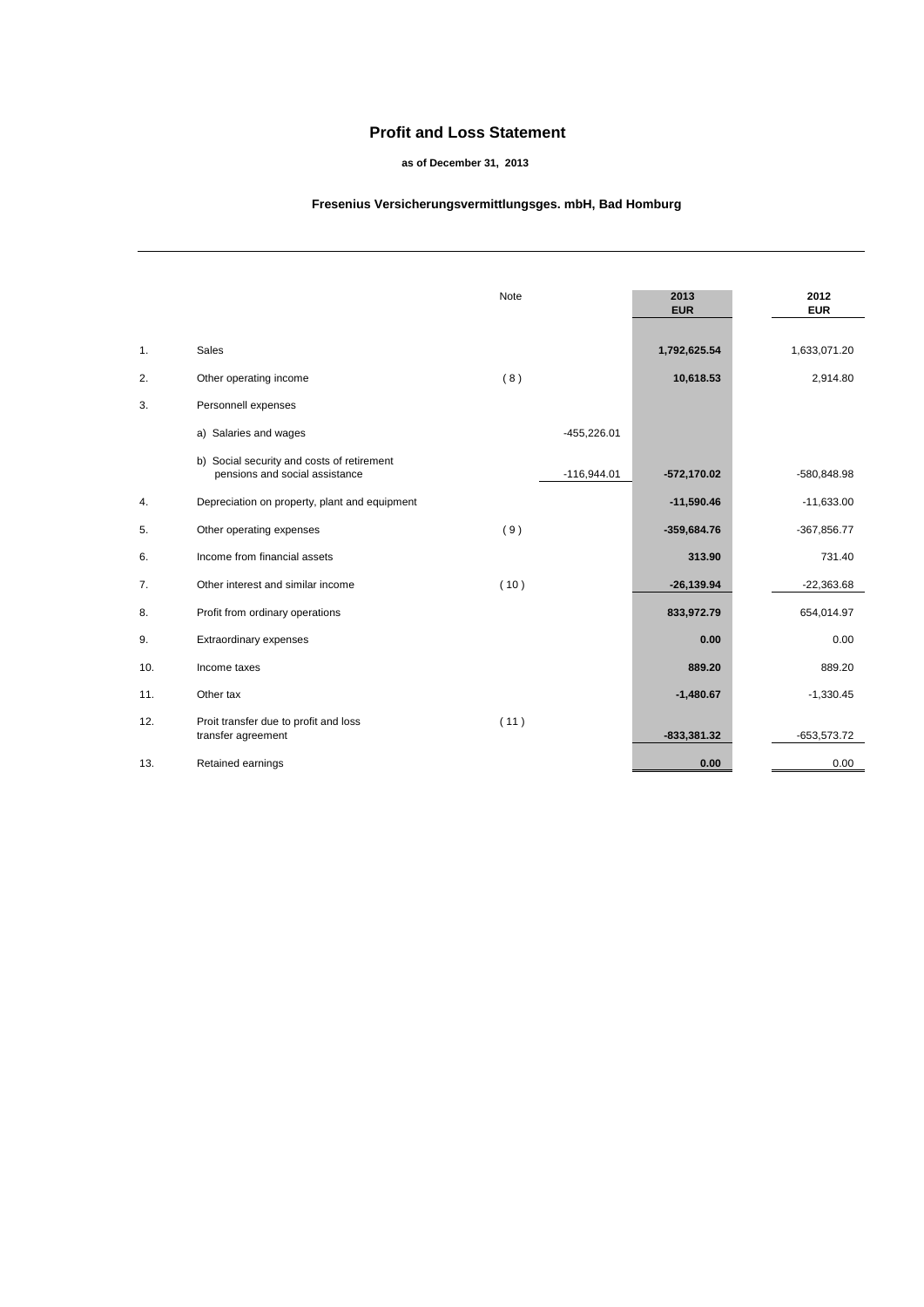# Profit and Loss Statement

**as of December 31, 2013**

**Fresenius Versicherungsvermittlungsges. mbH, Bad Homburg**

| | | Note | | 2013 EUR | 2012 EUR |
|---|---|---|---|---|---|
| 1. | Sales | | | **1,792,625.54** | 1,633,071.20 |
| 2. | Other operating income | ( 8 ) | | **10,618.53** | 2,914.80 |
| 3. | Personnell expenses | | | | |
| | a) Salaries and wages | | -455,226.01 | | |
| | b) Social security and costs of retirement pensions and social assistance | | -116,944.01 | **-572,170.02** | -580,848.98 |
| 4. | Depreciation on property, plant and equipment | | | **-11,590.46** | -11,633.00 |
| 5. | Other operating expenses | ( 9 ) | | **-359,684.76** | -367,856.77 |
| 6. | Income from financial assets | | | **313.90** | 731.40 |
| 7. | Other interest and similar income | ( 10 ) | | **-26,139.94** | -22,363.68 |
| 8. | Profit from ordinary operations | | | **833,972.79** | 654,014.97 |
| 9. | Extraordinary expenses | | | **0.00** | 0.00 |
| 10. | Income taxes | | | **889.20** | 889.20 |
| 11. | Other tax | | | **-1,480.67** | -1,330.45 |
| 12. | Proit transfer due to profit and loss transfer agreement | ( 11 ) | | **-833,381.32** | -653,573.72 |
| 13. | Retained earnings | | | **0.00** | 0.00 |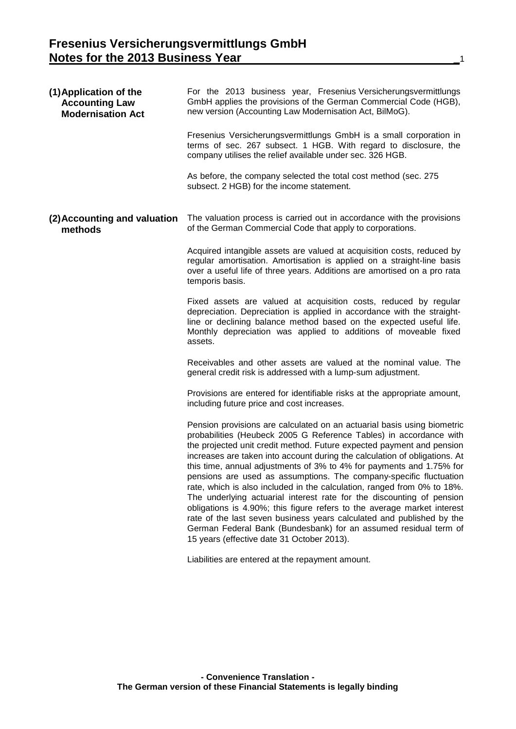# Fresenius Versicherungsvermittlungs GmbH
## Notes for the 2013 Business Year

### (1) Application of the Accounting Law Modernisation Act

For the 2013 business year, Fresenius Versicherungsvermittlungs GmbH applies the provisions of the German Commercial Code (HGB), new version (Accounting Law Modernisation Act, BilMoG).

Fresenius Versicherungsvermittlungs GmbH is a small corporation in terms of sec. 267 subsect. 1 HGB. With regard to disclosure, the company utilises the relief available under sec. 326 HGB.

As before, the company selected the total cost method (sec. 275 subsect. 2 HGB) for the income statement.

### (2) Accounting and valuation methods

The valuation process is carried out in accordance with the provisions of the German Commercial Code that apply to corporations.

Acquired intangible assets are valued at acquisition costs, reduced by regular amortisation. Amortisation is applied on a straight-line basis over a useful life of three years. Additions are amortised on a pro rata temporis basis.

Fixed assets are valued at acquisition costs, reduced by regular depreciation. Depreciation is applied in accordance with the straight-line or declining balance method based on the expected useful life. Monthly depreciation was applied to additions of moveable fixed assets.

Receivables and other assets are valued at the nominal value. The general credit risk is addressed with a lump-sum adjustment.

Provisions are entered for identifiable risks at the appropriate amount, including future price and cost increases.

Pension provisions are calculated on an actuarial basis using biometric probabilities (Heubeck 2005 G Reference Tables) in accordance with the projected unit credit method. Future expected payment and pension increases are taken into account during the calculation of obligations. At this time, annual adjustments of 3% to 4% for payments and 1.75% for pensions are used as assumptions. The company-specific fluctuation rate, which is also included in the calculation, ranged from 0% to 18%. The underlying actuarial interest rate for the discounting of pension obligations is 4.90%; this figure refers to the average market interest rate of the last seven business years calculated and published by the German Federal Bank (Bundesbank) for an assumed residual term of 15 years (effective date 31 October 2013).

Liabilities are entered at the repayment amount.

**- Convenience Translation -**
**The German version of these Financial Statements is legally binding**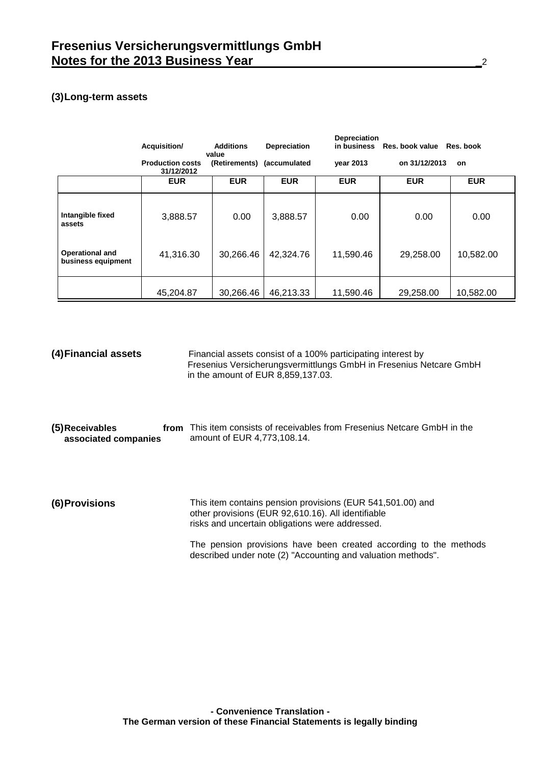# Fresenius Versicherungsvermittlungs GmbH
## Notes for the 2013 Business Year

### (3) Long-term assets

| | Acquisition/ Production costs 31/12/2012 | Additions value (Retirements) | Depreciation (accumulated | Depreciation in business year 2013 | Res. book value on 31/12/2013 | Res. book on |
|---|---|---|---|---|---|---|
| | EUR | EUR | EUR | EUR | EUR | EUR |
| Intangible fixed assets | 3,888.57 | 0.00 | 3,888.57 | 0.00 | 0.00 | 0.00 |
| Operational and business equipment | 41,316.30 | 30,266.46 | 42,324.76 | 11,590.46 | 29,258.00 | 10,582.00 |
| | 45,204.87 | 30,266.46 | 46,213.33 | 11,590.46 | 29,258.00 | 10,582.00 |

### (4) Financial assets

Financial assets consist of a 100% participating interest by Fresenius Versicherungsvermittlungs GmbH in Fresenius Netcare GmbH in the amount of EUR 8,859,137.03.

### (5) Receivables from associated companies

This item consists of receivables from Fresenius Netcare GmbH in the amount of EUR 4,773,108.14.

### (6) Provisions

This item contains pension provisions (EUR 541,501.00) and other provisions (EUR 92,610.16). All identifiable risks and uncertain obligations were addressed.

The pension provisions have been created according to the methods described under note (2) "Accounting and valuation methods".

**- Convenience Translation -**
**The German version of these Financial Statements is legally binding**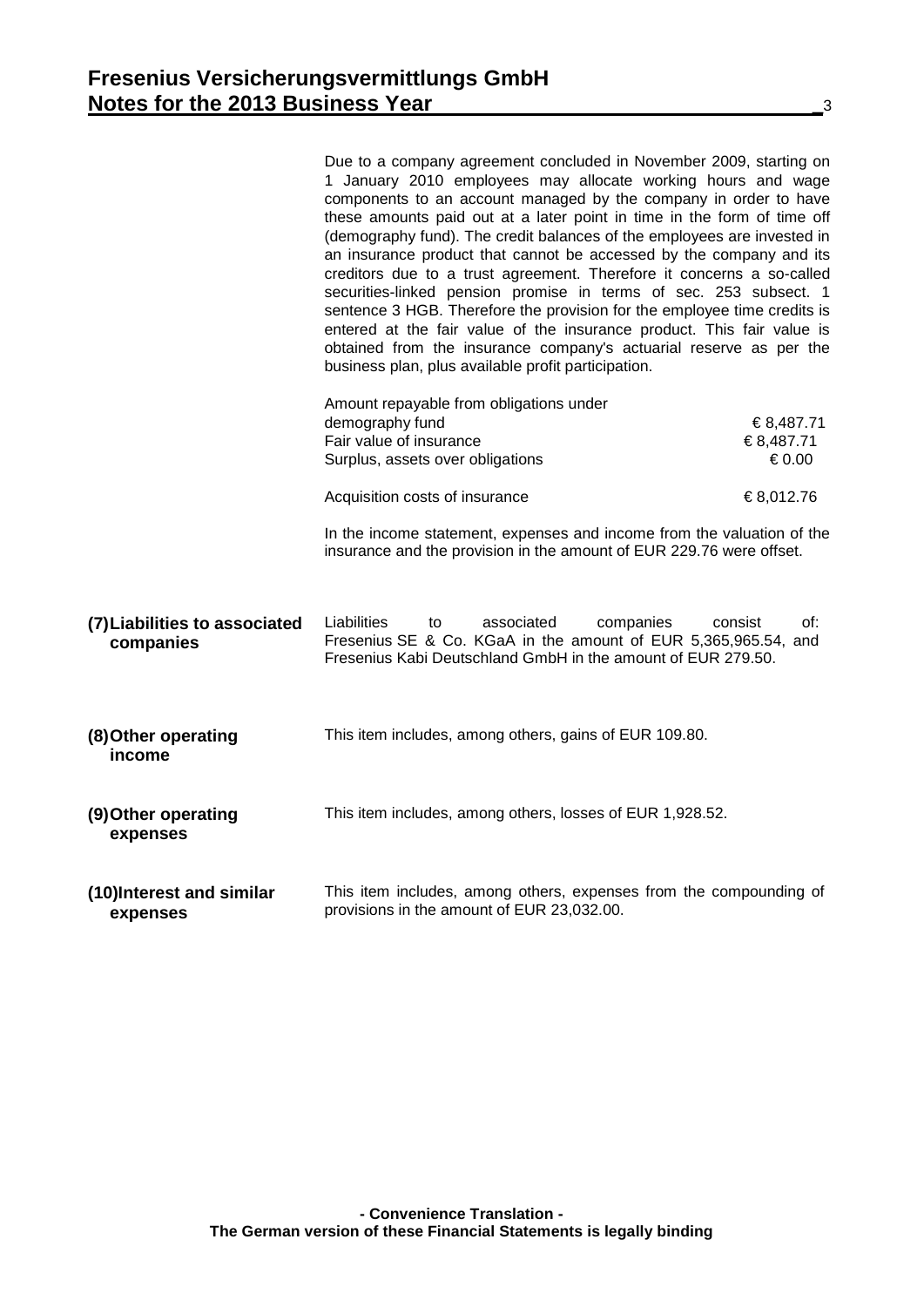Due to a company agreement concluded in November 2009, starting on 1 January 2010 employees may allocate working hours and wage components to an account managed by the company in order to have these amounts paid out at a later point in time in the form of time off (demography fund). The credit balances of the employees are invested in an insurance product that cannot be accessed by the company and its creditors due to a trust agreement. Therefore it concerns a so-called securities-linked pension promise in terms of sec. 253 subsect. 1 sentence 3 HGB. Therefore the provision for the employee time credits is entered at the fair value of the insurance product. This fair value is obtained from the insurance company's actuarial reserve as per the business plan, plus available profit participation.

| | |
|---|---|
| Amount repayable from obligations under demography fund | € 8,487.71 |
| Fair value of insurance | € 8,487.71 |
| Surplus, assets over obligations | € 0.00 |
| Acquisition costs of insurance | € 8,012.76 |

In the income statement, expenses and income from the valuation of the insurance and the provision in the amount of EUR 229.76 were offset.

**(7) Liabilities to associated companies**

Liabilities to associated companies consist of: Fresenius SE & Co. KGaA in the amount of EUR 5,365,965.54, and Fresenius Kabi Deutschland GmbH in the amount of EUR 279.50.

**(8) Other operating income**

This item includes, among others, gains of EUR 109.80.

**(9) Other operating expenses**

This item includes, among others, losses of EUR 1,928.52.

**(10) Interest and similar expenses**

This item includes, among others, expenses from the compounding of provisions in the amount of EUR 23,032.00.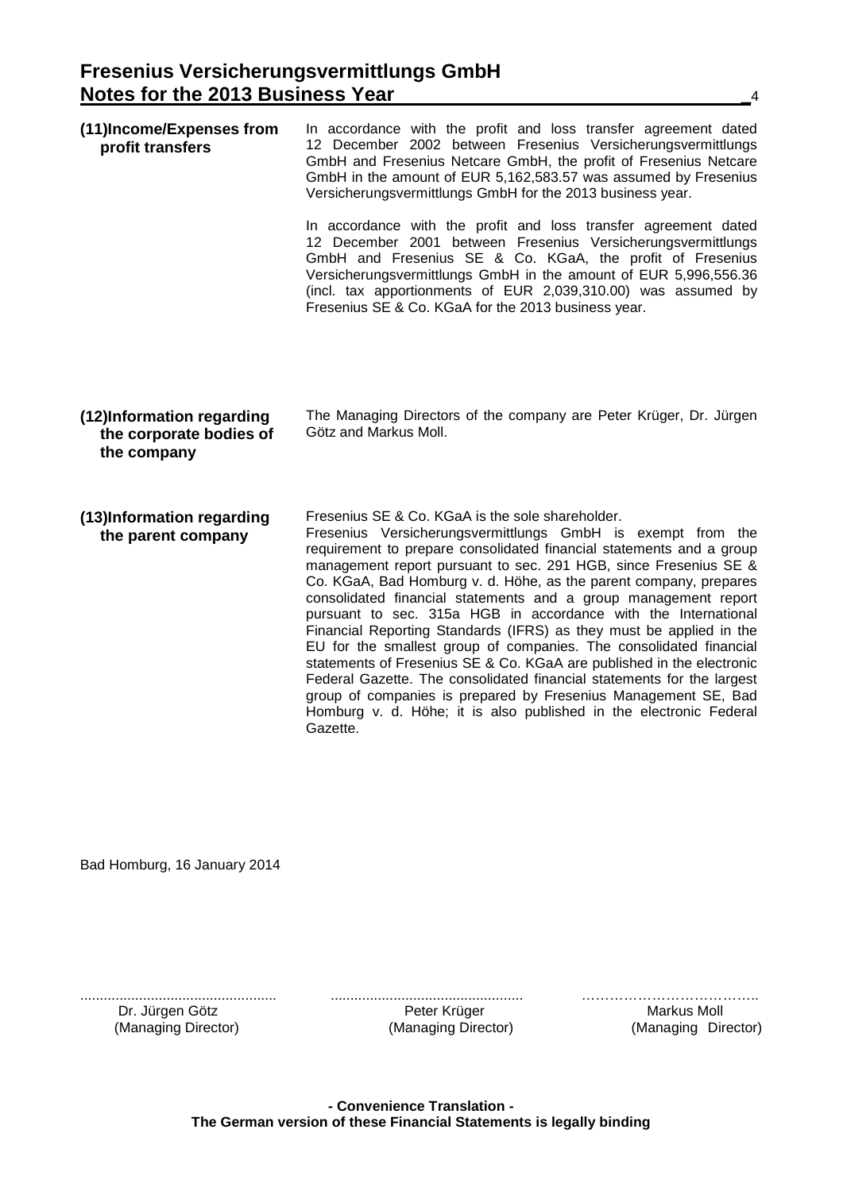**(11) Income/Expenses from profit transfers**

In accordance with the profit and loss transfer agreement dated 12 December 2002 between Fresenius Versicherungsvermittlungs GmbH and Fresenius Netcare GmbH, the profit of Fresenius Netcare GmbH in the amount of EUR 5,162,583.57 was assumed by Fresenius Versicherungsvermittlungs GmbH for the 2013 business year.

In accordance with the profit and loss transfer agreement dated 12 December 2001 between Fresenius Versicherungsvermittlungs GmbH and Fresenius SE & Co. KGaA, the profit of Fresenius Versicherungsvermittlungs GmbH in the amount of EUR 5,996,556.36 (incl. tax apportionments of EUR 2,039,310.00) was assumed by Fresenius SE & Co. KGaA for the 2013 business year.

**(12) Information regarding the corporate bodies of the company**

The Managing Directors of the company are Peter Krüger, Dr. Jürgen Götz and Markus Moll.

**(13) Information regarding the parent company**

Fresenius SE & Co. KGaA is the sole shareholder.
Fresenius Versicherungsvermittlungs GmbH is exempt from the requirement to prepare consolidated financial statements and a group management report pursuant to sec. 291 HGB, since Fresenius SE & Co. KGaA, Bad Homburg v. d. Höhe, as the parent company, prepares consolidated financial statements and a group management report pursuant to sec. 315a HGB in accordance with the International Financial Reporting Standards (IFRS) as they must be applied in the EU for the smallest group of companies. The consolidated financial statements of Fresenius SE & Co. KGaA are published in the electronic Federal Gazette. The consolidated financial statements for the largest group of companies is prepared by Fresenius Management SE, Bad Homburg v. d. Höhe; it is also published in the electronic Federal Gazette.

Bad Homburg, 16 January 2014

| | | |
|---|---|---|
| ................................................. | ................................................. | ……………………………….. |
| Dr. Jürgen Götz | Peter Krüger | Markus Moll |
| (Managing Director) | (Managing Director) | (Managing Director) |

**- Convenience Translation -**
**The German version of these Financial Statements is legally binding**